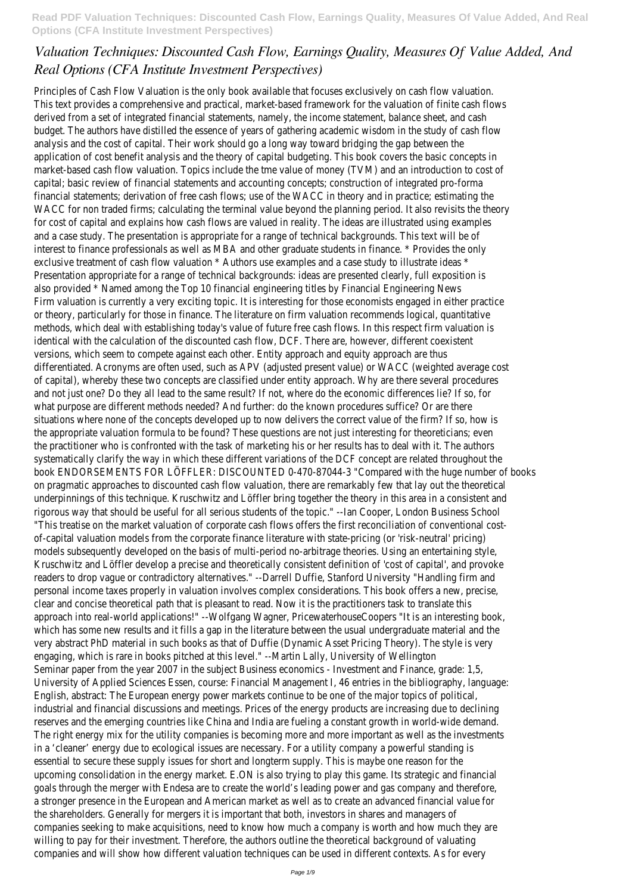# *Valuation Techniques: Discounted Cash Flow, Earnings Quality, Measures Of Value Added, And Real Options (CFA Institute Investment Perspectives)*

Principles of Cash Flow Valuation is the only book available that focuses exclusively on cash flow valuation. This text provides a comprehensive and practical, market-based framework for the valuation of finite cash flows derived from a set of integrated financial statements, namely, the income statement, balance sheet, and cash budget. The authors have distilled the essence of years of gathering academic wisdom in the study of cash flow analysis and the cost of capital. Their work should go a long way toward bridging the gap between the application of cost benefit analysis and the theory of capital budgeting. This book covers the basic concepts in market-based cash flow valuation. Topics include the tme value of money (TVM) and an introduction to cost of capital; basic review of financial statements and accounting concepts; construction of integrated pro-forma financial statements; derivation of free cash flows; use of the WACC in theory and in practice; estimating the WACC for non traded firms; calculating the terminal value beyond the planning period. It also revisits the theory for cost of capital and explains how cash flows are valued in reality. The ideas are illustrated using examples and a case study. The presentation is appropriate for a range of technical backgrounds. This text will be of interest to finance professionals as well as MBA and other graduate students in finance. * Provides the only exclusive treatment of cash flow valuation * Authors use examples and a case study to illustrate ideas * Presentation appropriate for a range of technical backgrounds: ideas are presented clearly, full exposition is also provided * Named among the Top 10 financial engineering titles by Financial Engineering News

Firm valuation is currently a very exciting topic. It is interesting for those economists engaged in either practice or theory, particularly for those in finance. The literature on firm valuation recommends logical, quantitative methods, which deal with establishing today's value of future free cash flows. In this respect firm valuation is identical with the calculation of the discounted cash flow, DCF. There are, however, different coexistent versions, which seem to compete against each other. Entity approach and equity approach are thus differentiated. Acronyms are often used, such as APV (adjusted present value) or WACC (weighted average cost of capital), whereby these two concepts are classified under entity approach. Why are there several procedures and not just one? Do they all lead to the same result? If not, where do the economic differences lie? If so, for what purpose are different methods needed? And further: do the known procedures suffice? Or are there situations where none of the concepts developed up to now delivers the correct value of the firm? If so, how is the appropriate valuation formula to be found? These questions are not just interesting for theoreticians; even the practitioner who is confronted with the task of marketing his or her results has to deal with it. The authors systematically clarify the way in which these different variations of the DCF concept are related throughout the book ENDORSEMENTS FOR LÖFFLER: DISCOUNTED 0-470-87044-3 "Compared with the huge number of books on pragmatic approaches to discounted cash flow valuation, there are remarkably few that lay out the theoretical underpinnings of this technique. Kruschwitz and Löffler bring together the theory in this area in a consistent and rigorous way that should be useful for all serious students of the topic." --Ian Cooper, London Business School "This treatise on the market valuation of corporate cash flows offers the first reconciliation of conventional cost-of-capital valuation models from the corporate finance literature with state-pricing (or 'risk-neutral' pricing) models subsequently developed on the basis of multi-period no-arbitrage theories. Using an entertaining style, Kruschwitz and Löffler develop a precise and theoretically consistent definition of 'cost of capital', and provoke readers to drop vague or contradictory alternatives." --Darrell Duffie, Stanford University "Handling firm and personal income taxes properly in valuation involves complex considerations. This book offers a new, precise, clear and concise theoretical path that is pleasant to read. Now it is the practitioners task to translate this approach into real-world applications!" --Wolfgang Wagner, PricewaterhouseCoopers "It is an interesting book, which has some new results and it fills a gap in the literature between the usual undergraduate material and the very abstract PhD material in such books as that of Duffie (Dynamic Asset Pricing Theory). The style is very engaging, which is rare in books pitched at this level." --Martin Lally, University of Wellington

Seminar paper from the year 2007 in the subject Business economics - Investment and Finance, grade: 1,5, University of Applied Sciences Essen, course: Financial Management I, 46 entries in the bibliography, language: English, abstract: The European energy power markets continue to be one of the major topics of political, industrial and financial discussions and meetings. Prices of the energy products are increasing due to declining reserves and the emerging countries like China and India are fueling a constant growth in world-wide demand. The right energy mix for the utility companies is becoming more and more important as well as the investments in a 'cleaner' energy due to ecological issues are necessary. For a utility company a powerful standing is essential to secure these supply issues for short and longterm supply. This is maybe one reason for the upcoming consolidation in the energy market. E.ON is also trying to play this game. Its strategic and financial goals through the merger with Endesa are to create the world's leading power and gas company and therefore, a stronger presence in the European and American market as well as to create an advanced financial value for the shareholders. Generally for mergers it is important that both, investors in shares and managers of companies seeking to make acquisitions, need to know how much a company is worth and how much they are willing to pay for their investment. Therefore, the authors outline the theoretical background of valuating companies and will show how different valuation techniques can be used in different contexts. As for every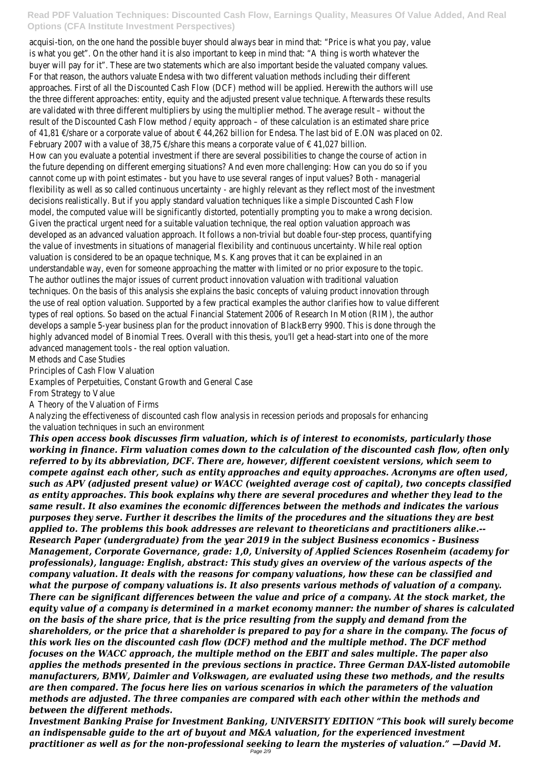acquisi-tion, on the one hand the possible buyer should always bear in mind that: "Price is what you pay, value is what you get". On the other hand it is also important to keep in mind that: "A thing is worth whatever the buyer will pay for it". These are two statements which are also important beside the valuated company values. For that reason, the authors valuate Endesa with two different valuation methods including their different approaches. First of all the Discounted Cash Flow (DCF) method will be applied. Herewith the authors will use the three different approaches: entity, equity and the adjusted present value technique. Afterwards these results are validated with three different multipliers by using the multiplier method. The average result – without the result of the Discounted Cash Flow method / equity approach – of these calculation is an estimated share price of 41,81 €/share or a corporate value of about € 44,262 billion for Endesa. The last bid of E.ON was placed on 02. February 2007 with a value of 38,75 €/share this means a corporate value of € 41,027 billion.

How can you evaluate a potential investment if there are several possibilities to change the course of action in the future depending on different emerging situations? And even more challenging: How can you do so if you cannot come up with point estimates - but you have to use several ranges of input values? Both - managerial flexibility as well as so called continuous uncertainty - are highly relevant as they reflect most of the investment decisions realistically. But if you apply standard valuation techniques like a simple Discounted Cash Flow model, the computed value will be significantly distorted, potentially prompting you to make a wrong decision. Given the practical urgent need for a suitable valuation technique, the real option valuation approach was developed as an advanced valuation approach. It follows a non-trivial but doable four-step process, quantifying the value of investments in situations of managerial flexibility and continuous uncertainty. While real option valuation is considered to be an opaque technique, Ms. Kang proves that it can be explained in an understandable way, even for someone approaching the matter with limited or no prior exposure to the topic. The author outlines the major issues of current product innovation valuation with traditional valuation techniques. On the basis of this analysis she explains the basic concepts of valuing product innovation through the use of real option valuation. Supported by a few practical examples the author clarifies how to value different types of real options. So based on the actual Financial Statement 2006 of Research In Motion (RIM), the author develops a sample 5-year business plan for the product innovation of BlackBerry 9900. This is done through the highly advanced model of Binomial Trees. Overall with this thesis, you'll get a head-start into one of the more advanced management tools - the real option valuation.

Methods and Case Studies

Principles of Cash Flow Valuation

Examples of Perpetuities, Constant Growth and General Case

From Strategy to Value

A Theory of the Valuation of Firms

Analyzing the effectiveness of discounted cash flow analysis in recession periods and proposals for enhancing the valuation techniques in such an environment

***This open access book discusses firm valuation, which is of interest to economists, particularly those working in finance. Firm valuation comes down to the calculation of the discounted cash flow, often only referred to by its abbreviation, DCF. There are, however, different coexistent versions, which seem to compete against each other, such as entity approaches and equity approaches. Acronyms are often used, such as APV (adjusted present value) or WACC (weighted average cost of capital), two concepts classified as entity approaches. This book explains why there are several procedures and whether they lead to the same result. It also examines the economic differences between the methods and indicates the various purposes they serve. Further it describes the limits of the procedures and the situations they are best applied to. The problems this book addresses are relevant to theoreticians and practitioners alike.--Research Paper (undergraduate) from the year 2019 in the subject Business economics - Business Management, Corporate Governance, grade: 1,0, University of Applied Sciences Rosenheim (academy for professionals), language: English, abstract: This study gives an overview of the various aspects of the company valuation. It deals with the reasons for company valuations, how these can be classified and what the purpose of company valuations is. It also presents various methods of valuation of a company. There can be significant differences between the value and price of a company. At the stock market, the equity value of a company is determined in a market economy manner: the number of shares is calculated on the basis of the share price, that is the price resulting from the supply and demand from the shareholders, or the price that a shareholder is prepared to pay for a share in the company. The focus of this work lies on the discounted cash flow (DCF) method and the multiple method. The DCF method focuses on the WACC approach, the multiple method on the EBIT and sales multiple. The paper also applies the methods presented in the previous sections in practice. Three German DAX-listed automobile manufacturers, BMW, Daimler and Volkswagen, are evaluated using these two methods, and the results are then compared. The focus here lies on various scenarios in which the parameters of the valuation methods are adjusted. The three companies are compared with each other within the methods and between the different methods.***

***Investment Banking Praise for Investment Banking, UNIVERSITY EDITION "This book will surely become an indispensable guide to the art of buyout and M&A valuation, for the experienced investment practitioner as well as for the non-professional seeking to learn the mysteries of valuation." —David M.***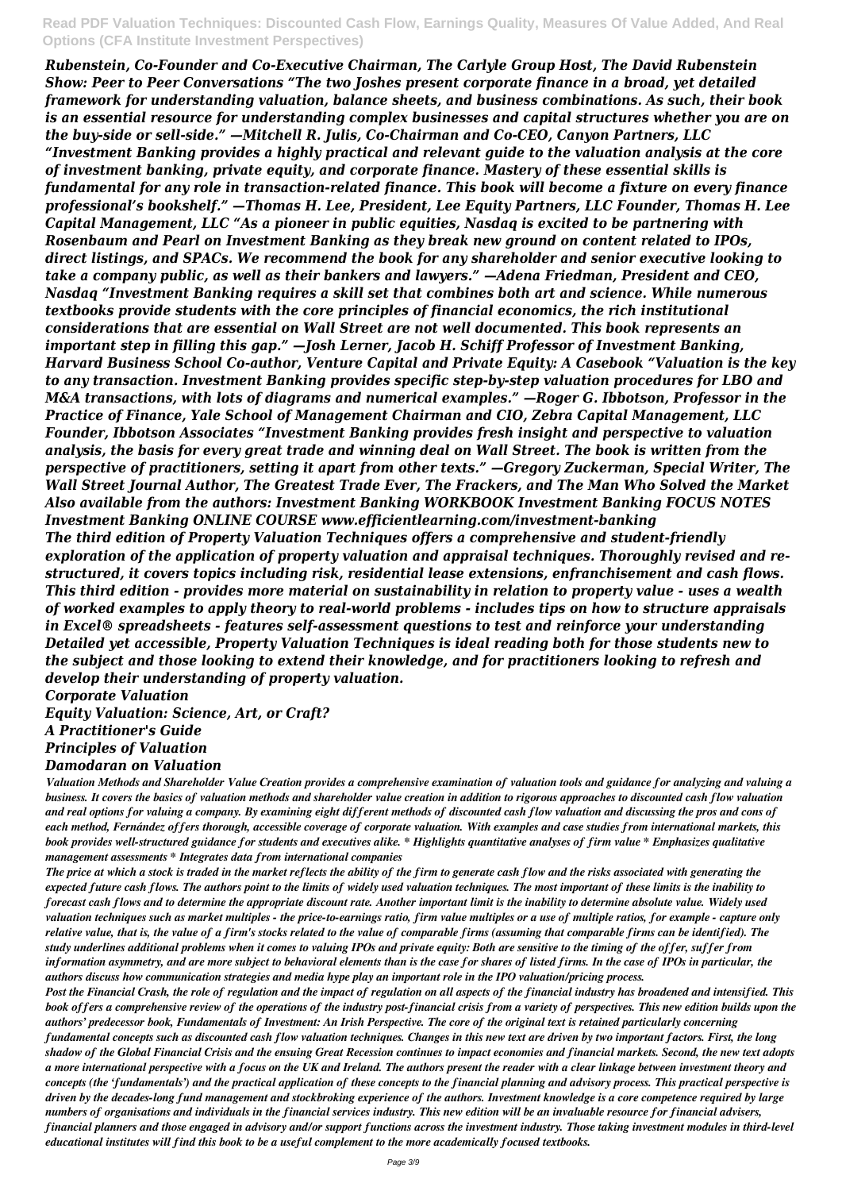*Rubenstein, Co-Founder and Co-Executive Chairman, The Carlyle Group Host, The David Rubenstein Show: Peer to Peer Conversations "The two Joshes present corporate finance in a broad, yet detailed framework for understanding valuation, balance sheets, and business combinations. As such, their book is an essential resource for understanding complex businesses and capital structures whether you are on the buy-side or sell-side." —Mitchell R. Julis, Co-Chairman and Co-CEO, Canyon Partners, LLC "Investment Banking provides a highly practical and relevant guide to the valuation analysis at the core of investment banking, private equity, and corporate finance. Mastery of these essential skills is fundamental for any role in transaction-related finance. This book will become a fixture on every finance professional's bookshelf." —Thomas H. Lee, President, Lee Equity Partners, LLC Founder, Thomas H. Lee Capital Management, LLC "As a pioneer in public equities, Nasdaq is excited to be partnering with Rosenbaum and Pearl on Investment Banking as they break new ground on content related to IPOs, direct listings, and SPACs. We recommend the book for any shareholder and senior executive looking to take a company public, as well as their bankers and lawyers." —Adena Friedman, President and CEO, Nasdaq "Investment Banking requires a skill set that combines both art and science. While numerous textbooks provide students with the core principles of financial economics, the rich institutional considerations that are essential on Wall Street are not well documented. This book represents an important step in filling this gap." —Josh Lerner, Jacob H. Schiff Professor of Investment Banking, Harvard Business School Co-author, Venture Capital and Private Equity: A Casebook "Valuation is the key to any transaction. Investment Banking provides specific step-by-step valuation procedures for LBO and M&A transactions, with lots of diagrams and numerical examples." —Roger G. Ibbotson, Professor in the Practice of Finance, Yale School of Management Chairman and CIO, Zebra Capital Management, LLC Founder, Ibbotson Associates "Investment Banking provides fresh insight and perspective to valuation analysis, the basis for every great trade and winning deal on Wall Street. The book is written from the perspective of practitioners, setting it apart from other texts." —Gregory Zuckerman, Special Writer, The Wall Street Journal Author, The Greatest Trade Ever, The Frackers, and The Man Who Solved the Market Also available from the authors: Investment Banking WORKBOOK Investment Banking FOCUS NOTES Investment Banking ONLINE COURSE www.efficientlearning.com/investment-banking*

*The third edition of Property Valuation Techniques offers a comprehensive and student-friendly exploration of the application of property valuation and appraisal techniques. Thoroughly revised and re-structured, it covers topics including risk, residential lease extensions, enfranchisement and cash flows. This third edition - provides more material on sustainability in relation to property value - uses a wealth of worked examples to apply theory to real-world problems - includes tips on how to structure appraisals in Excel® spreadsheets - features self-assessment questions to test and reinforce your understanding Detailed yet accessible, Property Valuation Techniques is ideal reading both for those students new to the subject and those looking to extend their knowledge, and for practitioners looking to refresh and develop their understanding of property valuation.*

***Corporate Valuation***
***Equity Valuation: Science, Art, or Craft?***
***A Practitioner's Guide***
***Principles of Valuation***
***Damodaran on Valuation***

*Valuation Methods and Shareholder Value Creation provides a comprehensive examination of valuation tools and guidance for analyzing and valuing a business. It covers the basics of valuation methods and shareholder value creation in addition to rigorous approaches to discounted cash flow valuation and real options for valuing a company. By examining eight different methods of discounted cash flow valuation and discussing the pros and cons of each method, Fernández offers thorough, accessible coverage of corporate valuation. With examples and case studies from international markets, this book provides well-structured guidance for students and executives alike. * Highlights quantitative analyses of firm value * Emphasizes qualitative management assessments * Integrates data from international companies*

*The price at which a stock is traded in the market reflects the ability of the firm to generate cash flow and the risks associated with generating the expected future cash flows. The authors point to the limits of widely used valuation techniques. The most important of these limits is the inability to forecast cash flows and to determine the appropriate discount rate. Another important limit is the inability to determine absolute value. Widely used valuation techniques such as market multiples - the price-to-earnings ratio, firm value multiples or use of multiple ratios, for example - capture only relative value, that is, the value of a firm's stocks related to the value of comparable firms (assuming that comparable firms can be identified). The study underlines additional problems when it comes to valuing IPOs and private equity: Both are sensitive to the timing of the offer, suffer from information asymmetry, and are more subject to behavioral elements than is the case for shares of listed firms. In the case of IPOs in particular, the authors discuss how communication strategies and media hype play an important role in the IPO valuation/pricing process.*

*Post the Financial Crash, the role of regulation and the impact of regulation on all aspects of the financial industry has broadened and intensified. This book offers a comprehensive review of the operations of the industry post-financial crisis from a variety of perspectives. This new edition builds upon the authors' predecessor book, Fundamentals of Investment: An Irish Perspective. The core of the original text is retained particularly concerning fundamental concepts such as discounted cash flow valuation techniques. Changes in this new text are driven by two important factors. First, the long shadow of the Global Financial Crisis and the ensuing Great Recession continues to impact economies and financial markets. Second, the new text adopts a more international perspective with a focus on the UK and Ireland. The authors present the reader with a clear linkage between investment theory and concepts (the 'fundamentals') and the practical application of these concepts to the financial planning and advisory process. This practical perspective is driven by the decades-long fund management and stockbroking experience of the authors. Investment knowledge is a core competence required by large numbers of organisations and individuals in the financial services industry. This new edition will be an invaluable resource for financial advisers, financial planners and those engaged in advisory and/or support functions across the investment industry. Those taking investment modules in third-level educational institutes will find this book to be a useful complement to the more academically focused textbooks.*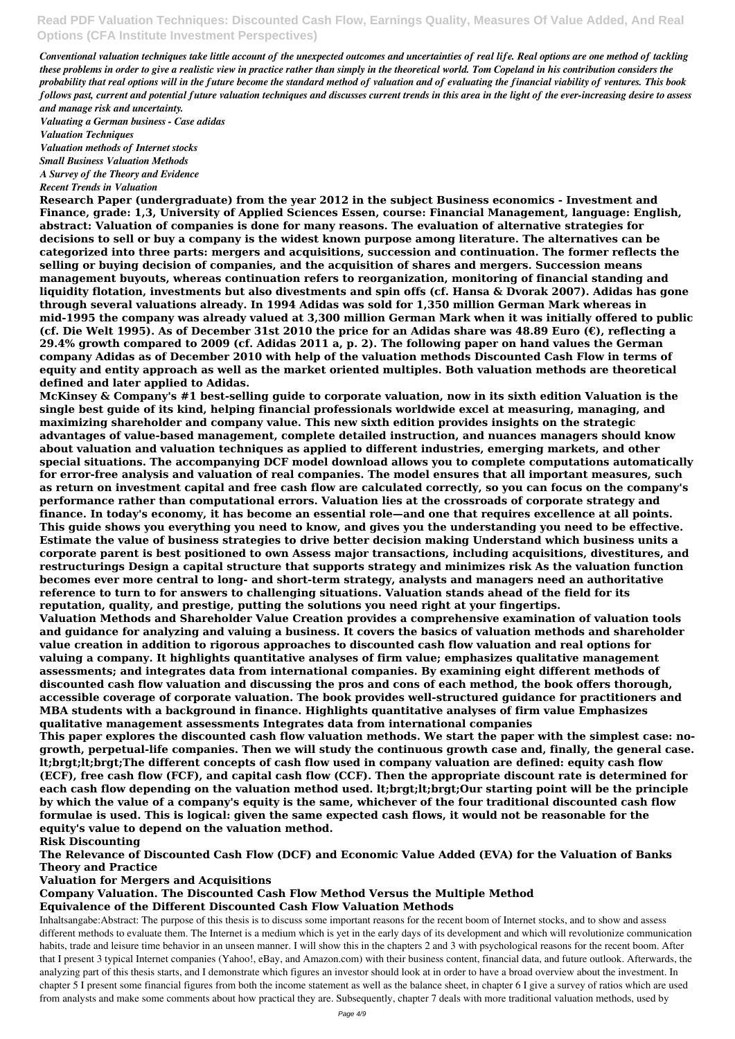*Conventional valuation techniques take little account of the unexpected outcomes and uncertainties of real life. Real options are one method of tackling these problems in order to give a realistic view in practice rather than simply in the theoretical world. Tom Copeland in his contribution considers the probability that real options will in the future become the standard method of valuation and of evaluating the financial viability of ventures. This book follows past, current and potential future valuation techniques and discusses current trends in this area in the light of the ever-increasing desire to assess and manage risk and uncertainty.*

*Valuating a German business - Case adidas*
*Valuation Techniques*
*Valuation methods of Internet stocks*
*Small Business Valuation Methods*
*A Survey of the Theory and Evidence*
*Recent Trends in Valuation*

**Research Paper (undergraduate) from the year 2012 in the subject Business economics - Investment and Finance, grade: 1,3, University of Applied Sciences Essen, course: Financial Management, language: English, abstract: Valuation of companies is done for many reasons. The evaluation of alternative strategies for decisions to sell or buy a company is the widest known purpose among literature. The alternatives can be categorized into three parts: mergers and acquisitions, succession and continuation. The former reflects the selling or buying decision of companies, and the acquisition of shares and mergers. Succession means management buyouts, whereas continuation refers to reorganization, monitoring of financial standing and liquidity flotation, investments but also divestments and spin offs (cf. Hansa & Dvorak 2007). Adidas has gone through several valuations already. In 1994 Adidas was sold for 1,350 million German Mark whereas in mid-1995 the company was already valued at 3,300 million German Mark when it was initially offered to public (cf. Die Welt 1995). As of December 31st 2010 the price for an Adidas share was 48.89 Euro (€), reflecting a 29.4% growth compared to 2009 (cf. Adidas 2011 a, p. 2). The following paper on hand values the German company Adidas as of December 2010 with help of the valuation methods Discounted Cash Flow in terms of equity and entity approach as well as the market oriented multiples. Both valuation methods are theoretical defined and later applied to Adidas.**

**McKinsey & Company's #1 best-selling guide to corporate valuation, now in its sixth edition Valuation is the single best guide of its kind, helping financial professionals worldwide excel at measuring, managing, and maximizing shareholder and company value. This new sixth edition provides insights on the strategic advantages of value-based management, complete detailed instruction, and nuances managers should know about valuation and valuation techniques as applied to different industries, emerging markets, and other special situations. The accompanying DCF model download allows you to complete computations automatically for error-free analysis and valuation of real companies. The model ensures that all important measures, such as return on investment capital and free cash flow are calculated correctly, so you can focus on the company's performance rather than computational errors. Valuation lies at the crossroads of corporate strategy and finance. In today's economy, it has become an essential role—and one that requires excellence at all points. This guide shows you everything you need to know, and gives you the understanding you need to be effective. Estimate the value of business strategies to drive better decision making Understand which business units a corporate parent is best positioned to own Assess major transactions, including acquisitions, divestitures, and restructurings Design a capital structure that supports strategy and minimizes risk As the valuation function becomes ever more central to long- and short-term strategy, analysts and managers need an authoritative reference to turn to for answers to challenging situations. Valuation stands ahead of the field for its reputation, quality, and prestige, putting the solutions you need right at your fingertips.**

**Valuation Methods and Shareholder Value Creation provides a comprehensive examination of valuation tools and guidance for analyzing and valuing a business. It covers the basics of valuation methods and shareholder value creation in addition to rigorous approaches to discounted cash flow valuation and real options for valuing a company. It highlights quantitative analyses of firm value; emphasizes qualitative management assessments; and integrates data from international companies. By examining eight different methods of discounted cash flow valuation and discussing the pros and cons of each method, the book offers thorough, accessible coverage of corporate valuation. The book provides well-structured guidance for practitioners and MBA students with a background in finance. Highlights quantitative analyses of firm value Emphasizes qualitative management assessments Integrates data from international companies**

**This paper explores the discounted cash flow valuation methods. We start the paper with the simplest case: no-growth, perpetual-life companies. Then we will study the continuous growth case and, finally, the general case. lt;brgt;lt;brgt;The different concepts of cash flow used in company valuation are defined: equity cash flow (ECF), free cash flow (FCF), and capital cash flow (CCF). Then the appropriate discount rate is determined for each cash flow depending on the valuation method used. lt;brgt;lt;brgt;Our starting point will be the principle by which the value of a company's equity is the same, whichever of the four traditional discounted cash flow formulae is used. This is logical: given the same expected cash flows, it would not be reasonable for the equity's value to depend on the valuation method.**

**Risk Discounting**
**The Relevance of Discounted Cash Flow (DCF) and Economic Value Added (EVA) for the Valuation of Banks**
**Theory and Practice**
**Valuation for Mergers and Acquisitions**
**Company Valuation. The Discounted Cash Flow Method Versus the Multiple Method**
**Equivalence of the Different Discounted Cash Flow Valuation Methods**

Inhaltsangabe:Abstract: The purpose of this thesis is to discuss some important reasons for the recent boom of Internet stocks, and to show and assess different methods to evaluate them. The Internet is a medium which is yet in the early days of its development and which will revolutionize communication habits, trade and leisure time behavior in an unseen manner. I will show this in the chapters 2 and 3 with psychological reasons for the recent boom. After that I present 3 typical Internet companies (Yahoo!, eBay, and Amazon.com) with their business content, financial data, and future outlook. Afterwards, the analyzing part of this thesis starts, and I demonstrate which figures an investor should look at in order to have a broad overview about the investment. In chapter 5 I present some financial figures from both the income statement as well as the balance sheet, in chapter 6 I give a survey of ratios which are used from analysts and make some comments about how practical they are. Subsequently, chapter 7 deals with more traditional valuation methods, used by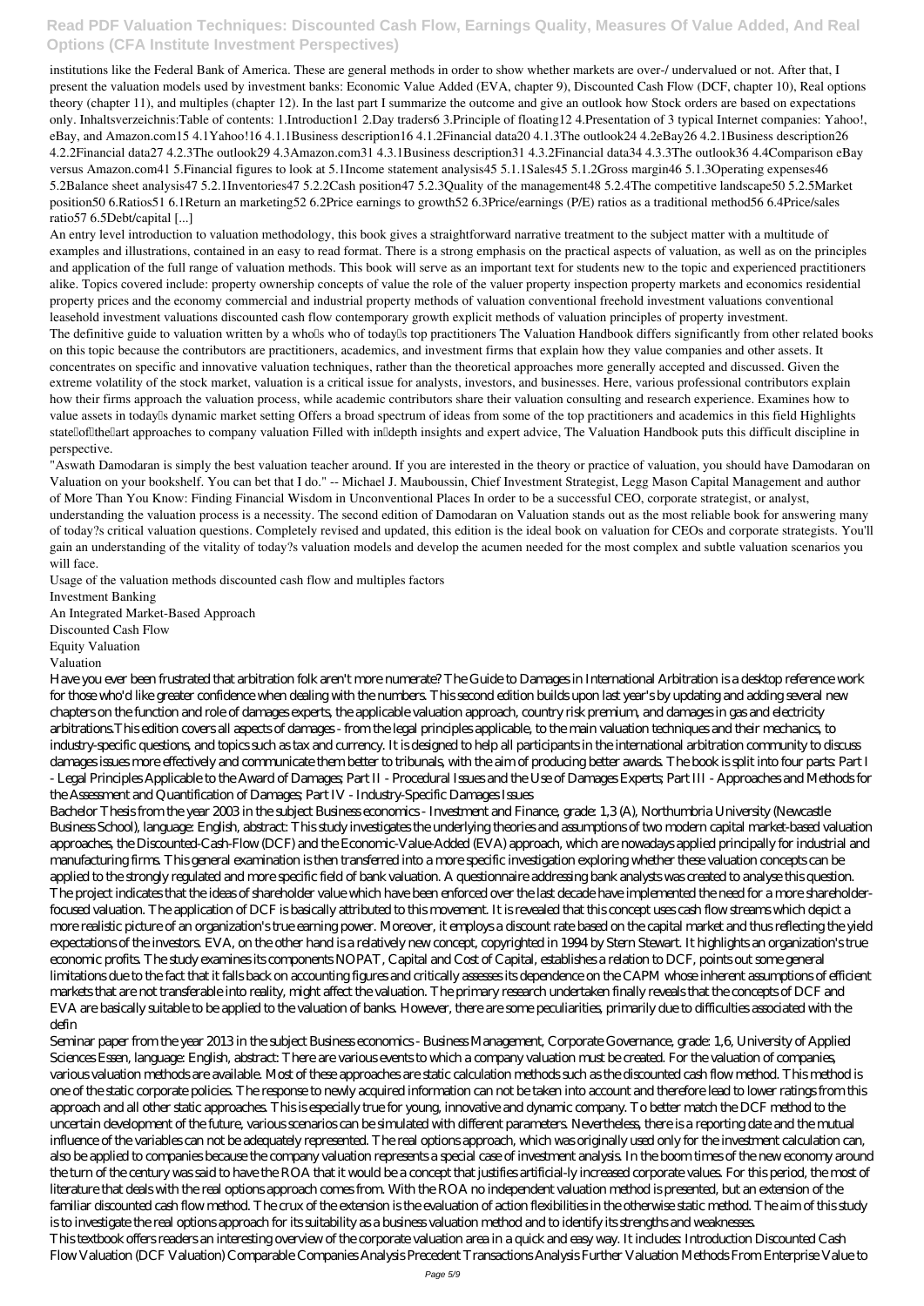institutions like the Federal Bank of America. These are general methods in order to show whether markets are over-/ undervalued or not. After that, I present the valuation models used by investment banks: Economic Value Added (EVA, chapter 9), Discounted Cash Flow (DCF, chapter 10), Real options theory (chapter 11), and multiples (chapter 12). In the last part I summarize the outcome and give an outlook how Stock orders are based on expectations only. Inhaltsverzeichnis:Table of contents: 1.Introduction1 2.Day traders6 3.Principle of floating12 4.Presentation of 3 typical Internet companies: Yahoo!, eBay, and Amazon.com15 4.1Yahoo!16 4.1.1Business description16 4.1.2Financial data20 4.1.3The outlook24 4.2eBay26 4.2.1Business description26 4.2.2Financial data27 4.2.3The outlook29 4.3Amazon.com31 4.3.1Business description31 4.3.2Financial data34 4.3.3The outlook36 4.4Comparison eBay versus Amazon.com41 5.Financial figures to look at 5.1Income statement analysis45 5.1.1Sales45 5.1.2Gross margin46 5.1.3Operating expenses46 5.2Balance sheet analysis47 5.2.1Inventories47 5.2.2Cash position47 5.2.3Quality of the management48 5.2.4The competitive landscape50 5.2.5Market position50 6.Ratios51 6.1Return an marketing52 6.2Price earnings to growth52 6.3Price/earnings (P/E) ratios as a traditional method56 6.4Price/sales ratio57 6.5Debt/capital [...]

An entry level introduction to valuation methodology, this book gives a straightforward narrative treatment to the subject matter with a multitude of examples and illustrations, contained in an easy to read format. There is a strong emphasis on the practical aspects of valuation, as well as on the principles and application of the full range of valuation methods. This book will serve as an important text for students new to the topic and experienced practitioners alike. Topics covered include: property ownership concepts of value the role of the valuer property inspection property markets and economics residential property prices and the economy commercial and industrial property methods of valuation conventional freehold investment valuations conventional leasehold investment valuations discounted cash flow contemporary growth explicit methods of valuation principles of property investment.

The definitive guide to valuation written by a who's who of today's top practitioners The Valuation Handbook differs significantly from other related books on this topic because the contributors are practitioners, academics, and investment firms that explain how they value companies and other assets. It concentrates on specific and innovative valuation techniques, rather than the theoretical approaches more generally accepted and discussed. Given the extreme volatility of the stock market, valuation is a critical issue for analysts, investors, and businesses. Here, various professional contributors explain how their firms approach the valuation process, while academic contributors share their valuation consulting and research experience. Examines how to value assets in today's dynamic market setting Offers a broad spectrum of ideas from some of the top practitioners and academics in this field Highlights state-of-the-art approaches to company valuation Filled with in-depth insights and expert advice, The Valuation Handbook puts this difficult discipline in perspective.

"Aswath Damodaran is simply the best valuation teacher around. If you are interested in the theory or practice of valuation, you should have Damodaran on Valuation on your bookshelf. You can bet that I do." -- Michael J. Mauboussin, Chief Investment Strategist, Legg Mason Capital Management and author of More Than You Know: Finding Financial Wisdom in Unconventional Places In order to be a successful CEO, corporate strategist, or analyst, understanding the valuation process is a necessity. The second edition of Damodaran on Valuation stands out as the most reliable book for answering many of today?s critical valuation questions. Completely revised and updated, this edition is the ideal book on valuation for CEOs and corporate strategists. You'll gain an understanding of the vitality of today?s valuation models and develop the acumen needed for the most complex and subtle valuation scenarios you will face.

Usage of the valuation methods discounted cash flow and multiples factors

Investment Banking

An Integrated Market-Based Approach

Discounted Cash Flow

Equity Valuation

Valuation

Have you ever been frustrated that arbitration folk aren't more numerate? The Guide to Damages in International Arbitration is a desktop reference work for those who'd like greater confidence when dealing with the numbers. This second edition builds upon last year's by updating and adding several new chapters on the function and role of damages experts, the applicable valuation approach, country risk premium, and damages in gas and electricity arbitrations.This edition covers all aspects of damages - from the legal principles applicable, to the main valuation techniques and their mechanics, to industry-specific questions, and topics such as tax and currency. It is designed to help all participants in the international arbitration community to discuss damages issues more effectively and communicate them better to tribunals, with the aim of producing better awards. The book is split into four parts: Part I - Legal Principles Applicable to the Award of Damages; Part II - Procedural Issues and the Use of Damages Experts; Part III - Approaches and Methods for the Assessment and Quantification of Damages; Part IV - Industry-Specific Damages Issues

Bachelor Thesis from the year 2003 in the subject Business economics - Investment and Finance, grade: 1,3 (A), Northumbria University (Newcastle Business School), language: English, abstract: This study investigates the underlying theories and assumptions of two modern capital market-based valuation approaches, the Discounted-Cash-Flow (DCF) and the Economic-Value-Added (EVA) approach, which are nowadays applied principally for industrial and manufacturing firms. This general examination is then transferred into a more specific investigation exploring whether these valuation concepts can be applied to the strongly regulated and more specific field of bank valuation. A questionnaire addressing bank analysts was created to analyse this question. The project indicates that the ideas of shareholder value which have been enforced over the last decade have implemented the need for a more shareholder-focused valuation. The application of DCF is basically attributed to this movement. It is revealed that this concept uses cash flow streams which depict a more realistic picture of an organization's true earning power. Moreover, it employs a discount rate based on the capital market and thus reflecting the yield expectations of the investors. EVA, on the other hand is a relatively new concept, copyrighted in 1994 by Stern Stewart. It highlights an organization's true economic profits. The study examines its components NOPAT, Capital and Cost of Capital, establishes a relation to DCF, points out some general limitations due to the fact that it falls back on accounting figures and critically assesses its dependence on the CAPM whose inherent assumptions of efficient markets that are not transferable into reality, might affect the valuation. The primary research undertaken finally reveals that the concepts of DCF and EVA are basically suitable to be applied to the valuation of banks. However, there are some peculiarities, primarily due to difficulties associated with the defin

Seminar paper from the year 2013 in the subject Business economics - Business Management, Corporate Governance, grade: 1,6, University of Applied Sciences Essen, language: English, abstract: There are various events to which a company valuation must be created. For the valuation of companies, various valuation methods are available. Most of these approaches are static calculation methods such as the discounted cash flow method. This method is one of the static corporate policies. The response to newly acquired information can not be taken into account and therefore lead to lower ratings from this approach and all other static approaches. This is especially true for young, innovative and dynamic company. To better match the DCF method to the uncertain development of the future, various scenarios can be simulated with different parameters. Nevertheless, there is a reporting date and the mutual influence of the variables can not be adequately represented. The real options approach, which was originally used only for the investment calculation can, also be applied to companies because the company valuation represents a special case of investment analysis. In the boom times of the new economy around the turn of the century was said to have the ROA that it would be a concept that justifies artificial-ly increased corporate values. For this period, the most of literature that deals with the real options approach comes from. With the ROA no independent valuation method is presented, but an extension of the familiar discounted cash flow method. The crux of the extension is the evaluation of action flexibilities in the otherwise static method. The aim of this study is to investigate the real options approach for its suitability as a business valuation method and to identify its strengths and weaknesses.

This textbook offers readers an interesting overview of the corporate valuation area in a quick and easy way. It includes: Introduction Discounted Cash Flow Valuation (DCF Valuation) Comparable Companies Analysis Precedent Transactions Analysis Further Valuation Methods From Enterprise Value to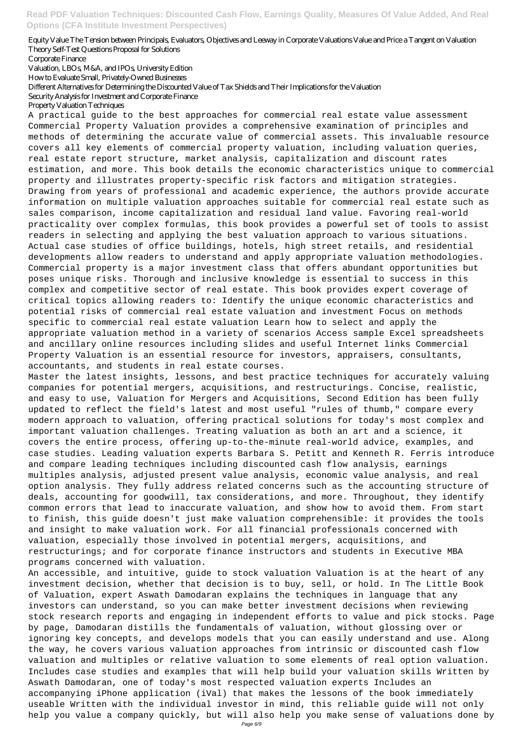Equity Value The Tension between Principals, Evaluators, Objectives and Leeway in Corporate Valuations Value and Price a Tangent on Valuation Theory Self-Test Questions Proposal for Solutions

Corporate Finance

Valuation, LBOs, M&A, and IPOs, University Edition

How to Evaluate Small, Privately-Owned Businesses

Different Alternatives for Determining the Discounted Value of Tax Shields and Their Implications for the Valuation

Security Analysis for Investment and Corporate Finance

Property Valuation Techniques

A practical guide to the best approaches for commercial real estate value assessment Commercial Property Valuation provides a comprehensive examination of principles and methods of determining the accurate value of commercial assets. This invaluable resource covers all key elements of commercial property valuation, including valuation queries, real estate report structure, market analysis, capitalization and discount rates estimation, and more. This book details the economic characteristics unique to commercial property and illustrates property-specific risk factors and mitigation strategies. Drawing from years of professional and academic experience, the authors provide accurate information on multiple valuation approaches suitable for commercial real estate such as sales comparison, income capitalization and residual land value. Favoring real-world practicality over complex formulas, this book provides a powerful set of tools to assist readers in selecting and applying the best valuation approach to various situations. Actual case studies of office buildings, hotels, high street retails, and residential developments allow readers to understand and apply appropriate valuation methodologies. Commercial property is a major investment class that offers abundant opportunities but poses unique risks. Thorough and inclusive knowledge is essential to success in this complex and competitive sector of real estate. This book provides expert coverage of critical topics allowing readers to: Identify the unique economic characteristics and potential risks of commercial real estate valuation and investment Focus on methods specific to commercial real estate valuation Learn how to select and apply the appropriate valuation method in a variety of scenarios Access sample Excel spreadsheets and ancillary online resources including slides and useful Internet links Commercial Property Valuation is an essential resource for investors, appraisers, consultants, accountants, and students in real estate courses.

Master the latest insights, lessons, and best practice techniques for accurately valuing companies for potential mergers, acquisitions, and restructurings. Concise, realistic, and easy to use, Valuation for Mergers and Acquisitions, Second Edition has been fully updated to reflect the field's latest and most useful "rules of thumb," compare every modern approach to valuation, offering practical solutions for today's most complex and important valuation challenges. Treating valuation as both an art and a science, it covers the entire process, offering up-to-the-minute real-world advice, examples, and case studies. Leading valuation experts Barbara S. Petitt and Kenneth R. Ferris introduce and compare leading techniques including discounted cash flow analysis, earnings multiples analysis, adjusted present value analysis, economic value analysis, and real option analysis. They fully address related concerns such as the accounting structure of deals, accounting for goodwill, tax considerations, and more. Throughout, they identify common errors that lead to inaccurate valuation, and show how to avoid them. From start to finish, this guide doesn't just make valuation comprehensible: it provides the tools and insight to make valuation work. For all financial professionals concerned with valuation, especially those involved in potential mergers, acquisitions, and restructurings; and for corporate finance instructors and students in Executive MBA programs concerned with valuation.

An accessible, and intuitive, guide to stock valuation Valuation is at the heart of any investment decision, whether that decision is to buy, sell, or hold. In The Little Book of Valuation, expert Aswath Damodaran explains the techniques in language that any investors can understand, so you can make better investment decisions when reviewing stock research reports and engaging in independent efforts to value and pick stocks. Page by page, Damodaran distills the fundamentals of valuation, without glossing over or ignoring key concepts, and develops models that you can easily understand and use. Along the way, he covers various valuation approaches from intrinsic or discounted cash flow valuation and multiples or relative valuation to some elements of real option valuation. Includes case studies and examples that will help build your valuation skills Written by Aswath Damodaran, one of today's most respected valuation experts Includes an accompanying iPhone application (iVal) that makes the lessons of the book immediately useable Written with the individual investor in mind, this reliable guide will not only help you value a company quickly, but will also help you make sense of valuations done by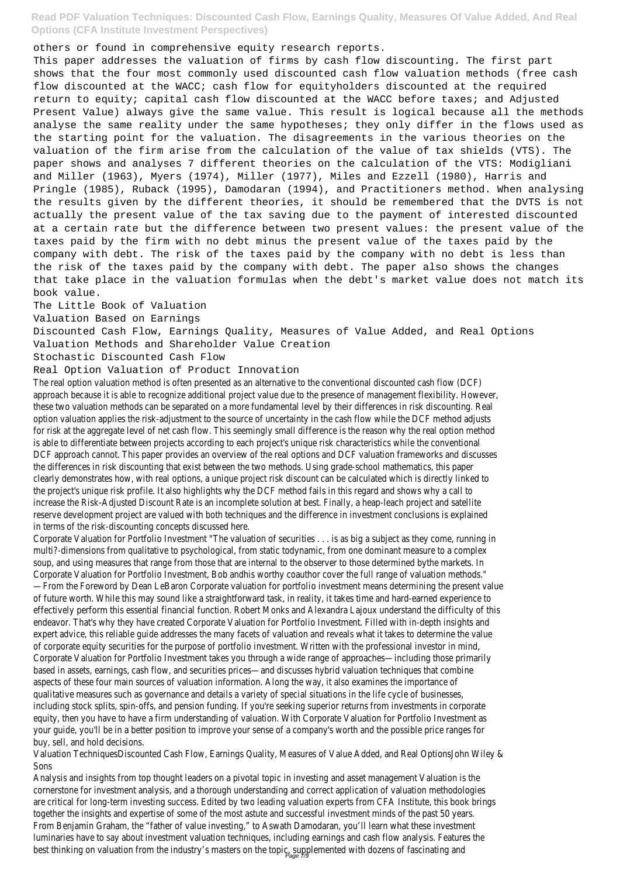others or found in comprehensive equity research reports.

This paper addresses the valuation of firms by cash flow discounting. The first part shows that the four most commonly used discounted cash flow valuation methods (free cash flow discounted at the WACC; cash flow for equityholders discounted at the required return to equity; capital cash flow discounted at the WACC before taxes; and Adjusted Present Value) always give the same value. This result is logical because all the methods analyse the same reality under the same hypotheses; they only differ in the flows used as the starting point for the valuation. The disagreements in the various theories on the valuation of the firm arise from the calculation of the value of tax shields (VTS). The paper shows and analyses 7 different theories on the calculation of the VTS: Modigliani and Miller (1963), Myers (1974), Miller (1977), Miles and Ezzell (1980), Harris and Pringle (1985), Ruback (1995), Damodaran (1994), and Practitioners method. When analysing the results given by the different theories, it should be remembered that the DVTS is not actually the present value of the tax saving due to the payment of interested discounted at a certain rate but the difference between two present values: the present value of the taxes paid by the firm with no debt minus the present value of the taxes paid by the company with debt. The risk of the taxes paid by the company with no debt is less than the risk of the taxes paid by the company with debt. The paper also shows the changes that take place in the valuation formulas when the debt's market value does not match its book value.

The Little Book of Valuation

Valuation Based on Earnings

Discounted Cash Flow, Earnings Quality, Measures of Value Added, and Real Options

Valuation Methods and Shareholder Value Creation

Stochastic Discounted Cash Flow

Real Option Valuation of Product Innovation

The real option valuation method is often presented as an alternative to the conventional discounted cash flow (DCF) approach because it is able to recognize additional project value due to the presence of management flexibility. However, these two valuation methods can be separated on a more fundamental level by their differences in risk discounting. Real option valuation applies the risk-adjustment to the source of uncertainty in the cash flow while the DCF method adjusts for risk at the aggregate level of net cash flow. This seemingly small difference is the reason why the real option method is able to differentiate between projects according to each project's unique risk characteristics while the conventional DCF approach cannot. This paper provides an overview of the real options and DCF valuation frameworks and discusses the differences in risk discounting that exist between the two methods. Using grade-school mathematics, this paper clearly demonstrates how, with real options, a unique project risk discount can be calculated which is directly linked to the project's unique risk profile. It also highlights why the DCF method fails in this regard and shows why a call to increase the Risk-Adjusted Discount Rate is an incomplete solution at best. Finally, a heap-leach project and satellite reserve development project are valued with both techniques and the difference in investment conclusions is explained in terms of the risk-discounting concepts discussed here.

Corporate Valuation for Portfolio Investment "The valuation of securities . . . is as big a subject as they come, running in multi?-dimensions from qualitative to psychological, from static todynamic, from one dominant measure to a complex soup, and using measures that range from those that are internal to the observer to those determined bythe markets. In Corporate Valuation for Portfolio Investment, Bob andhis worthy coauthor cover the full range of valuation methods." —From the Foreword by Dean LeBaron Corporate valuation for portfolio investment means determining the present value of future worth. While this may sound like a straightforward task, in reality, it takes time and hard-earned experience to effectively perform this essential financial function. Robert Monks and Alexandra Lajoux understand the difficulty of this endeavor. That's why they have created Corporate Valuation for Portfolio Investment. Filled with in-depth insights and expert advice, this reliable guide addresses the many facets of valuation and reveals what it takes to determine the value of corporate equity securities for the purpose of portfolio investment. Written with the professional investor in mind, Corporate Valuation for Portfolio Investment takes you through a wide range of approaches—including those primarily based in assets, earnings, cash flow, and securities prices—and discusses hybrid valuation techniques that combine aspects of these four main sources of valuation information. Along the way, it also examines the importance of qualitative measures such as governance and details a variety of special situations in the life cycle of businesses, including stock splits, spin-offs, and pension funding. If you're seeking superior returns from investments in corporate equity, then you have to have a firm understanding of valuation. With Corporate Valuation for Portfolio Investment as your guide, you'll be in a better position to improve your sense of a company's worth and the possible price ranges for buy, sell, and hold decisions.

Valuation TechniquesDiscounted Cash Flow, Earnings Quality, Measures of Value Added, and Real OptionsJohn Wiley & Sons

Analysis and insights from top thought leaders on a pivotal topic in investing and asset management Valuation is the cornerstone for investment analysis, and a thorough understanding and correct application of valuation methodologies are critical for long-term investing success. Edited by two leading valuation experts from CFA Institute, this book brings together the insights and expertise of some of the most astute and successful investment minds of the past 50 years. From Benjamin Graham, the "father of value investing," to Aswath Damodaran, you'll learn what these investment luminaries have to say about investment valuation techniques, including earnings and cash flow analysis. Features the best thinking on valuation from the industry's masters on the topic, supplemented with dozens of fascinating and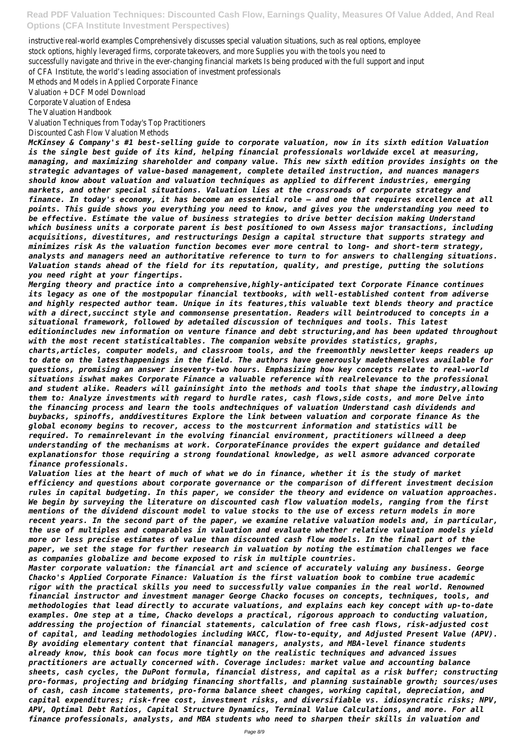instructive real-world examples Comprehensively discusses special valuation situations, such as real options, employee stock options, highly leveraged firms, corporate takeovers, and more Supplies you with the tools you need to successfully navigate and thrive in the ever-changing financial markets Is being produced with the full support and input of CFA Institute, the world's leading association of investment professionals

Methods and Models in Applied Corporate Finance

Valuation + DCF Model Download

Corporate Valuation of Endesa

The Valuation Handbook

Valuation Techniques from Today's Top Practitioners

Discounted Cash Flow Valuation Methods

*McKinsey & Company's #1 best-selling guide to corporate valuation, now in its sixth edition Valuation is the single best guide of its kind, helping financial professionals worldwide excel at measuring, managing, and maximizing shareholder and company value. This new sixth edition provides insights on the strategic advantages of value-based management, complete detailed instruction, and nuances managers should know about valuation and valuation techniques as applied to different industries, emerging markets, and other special situations. Valuation lies at the crossroads of corporate strategy and finance. In today's economy, it has become an essential role — and one that requires excellence at all points. This guide shows you everything you need to know, and gives you the understanding you need to be effective. Estimate the value of business strategies to drive better decision making Understand which business units a corporate parent is best positioned to own Assess major transactions, including acquisitions, divestitures, and restructurings Design a capital structure that supports strategy and minimizes risk As the valuation function becomes ever more central to long- and short-term strategy, analysts and managers need an authoritative reference to turn to for answers to challenging situations. Valuation stands ahead of the field for its reputation, quality, and prestige, putting the solutions you need right at your fingertips.*

*Merging theory and practice into a comprehensive,highly-anticipated text Corporate Finance continues its legacy as one of the mostpopular financial textbooks, with well-established content from adiverse and highly respected author team. Unique in its features,this valuable text blends theory and practice with a direct,succinct style and commonsense presentation. Readers will beintroduced to concepts in a situational framework, followed by adetailed discussion of techniques and tools. This latest editionincludes new information on venture finance and debt structuring,and has been updated throughout with the most recent statisticaltables. The companion website provides statistics, graphs, charts,articles, computer models, and classroom tools, and the freemonthly newsletter keeps readers up to date on the latesthappenings in the field. The authors have generously madethemselves available for questions, promising an answer inseventy-two hours. Emphasizing how key concepts relate to real-world situations iswhat makes Corporate Finance a valuable reference with realrelevance to the professional and student alike. Readers will gaininsight into the methods and tools that shape the industry,allowing them to: Analyze investments with regard to hurdle rates, cash flows,side costs, and more Delve into the financing process and learn the tools andtechniques of valuation Understand cash dividends and buybacks, spinoffs, anddivestitures Explore the link between valuation and corporate finance As the global economy begins to recover, access to the mostcurrent information and statistics will be required. To remainrelevant in the evolving financial environment, practitioners willneed a deep understanding of the mechanisms at work. CorporateFinance provides the expert guidance and detailed explanationsfor those requiring a strong foundational knowledge, as well asmore advanced corporate finance professionals.*

*Valuation lies at the heart of much of what we do in finance, whether it is the study of market efficiency and questions about corporate governance or the comparison of different investment decision rules in capital budgeting. In this paper, we consider the theory and evidence on valuation approaches. We begin by surveying the literature on discounted cash flow valuation models, ranging from the first mentions of the dividend discount model to value stocks to the use of excess return models in more recent years. In the second part of the paper, we examine relative valuation models and, in particular, the use of multiples and comparables in valuation and evaluate whether relative valuation models yield more or less precise estimates of value than discounted cash flow models. In the final part of the paper, we set the stage for further research in valuation by noting the estimation challenges we face as companies globalize and become exposed to risk in multiple countries.*

*Master corporate valuation: the financial art and science of accurately valuing any business. George Chacko's Applied Corporate Finance: Valuation is the first valuation book to combine true academic rigor with the practical skills you need to successfully value companies in the real world. Renowned financial instructor and investment manager George Chacko focuses on concepts, techniques, tools, and methodologies that lead directly to accurate valuations, and explains each key concept with up-to-date examples. One step at a time, Chacko develops a practical, rigorous approach to conducting valuation, addressing the projection of financial statements, calculation of free cash flows, risk-adjusted cost of capital, and leading methodologies including WACC, flow-to-equity, and Adjusted Present Value (APV). By avoiding elementary content that financial managers, analysts, and MBA-level finance students already know, this book can focus more tightly on the realistic techniques and advanced issues practitioners are actually concerned with. Coverage includes: market value and accounting balance sheets, cash cycles, the DuPont formula, financial distress, and capital as a risk buffer; constructing pro-formas, projecting and bridging financing shortfalls, and planning sustainable growth; sources/uses of cash, cash income statements, pro-forma balance sheet changes, working capital, depreciation, and capital expenditures; risk-free cost, investment risks, and diversifiable vs. idiosyncratic risks; NPV, APV, Optimal Debt Ratios, Capital Structure Dynamics, Terminal Value Calculations, and more. For all finance professionals, analysts, and MBA students who need to sharpen their skills in valuation and*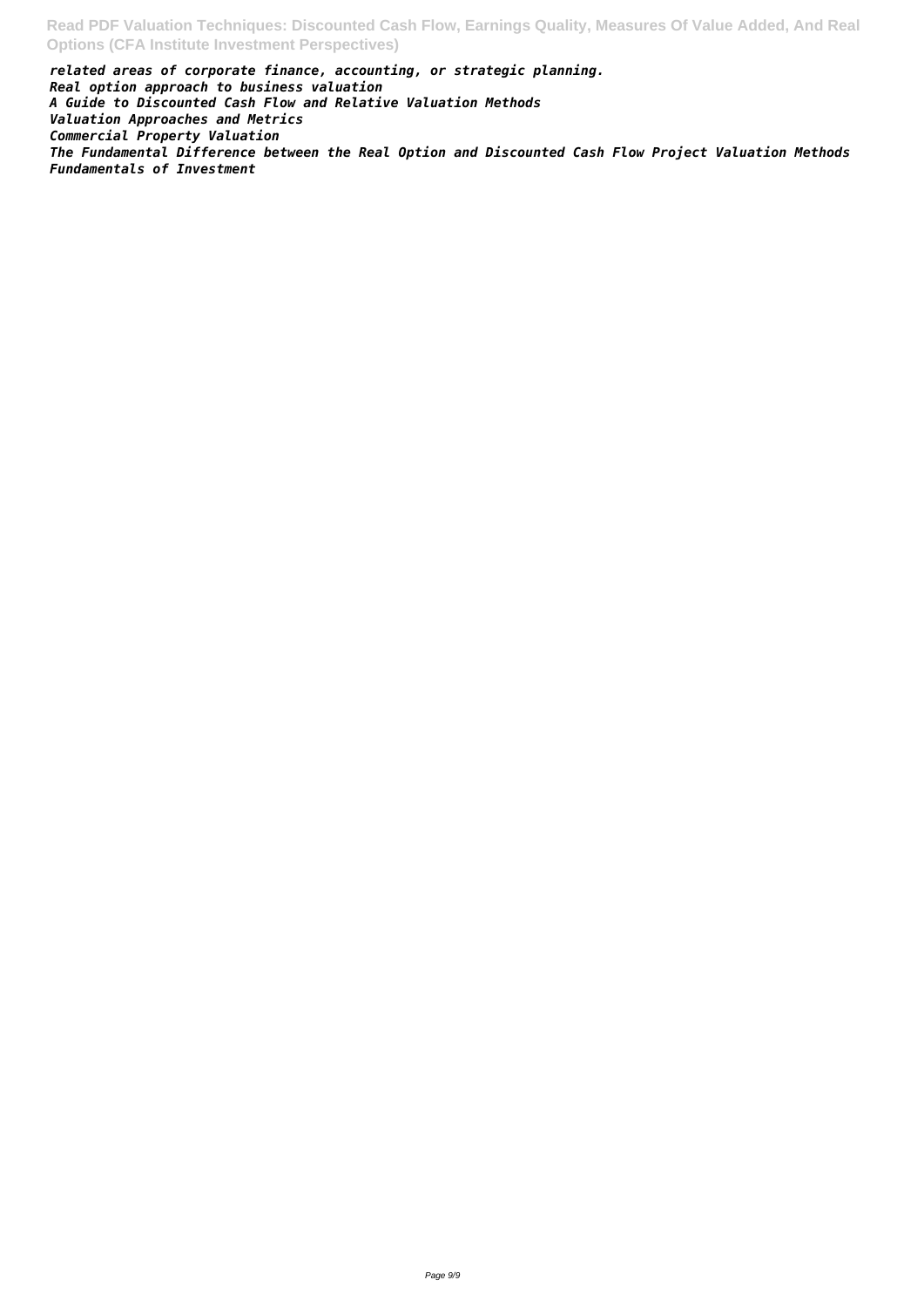*related areas of corporate finance, accounting, or strategic planning.*
*Real option approach to business valuation*
*A Guide to Discounted Cash Flow and Relative Valuation Methods*
*Valuation Approaches and Metrics*
*Commercial Property Valuation*
*The Fundamental Difference between the Real Option and Discounted Cash Flow Project Valuation Methods*
*Fundamentals of Investment*